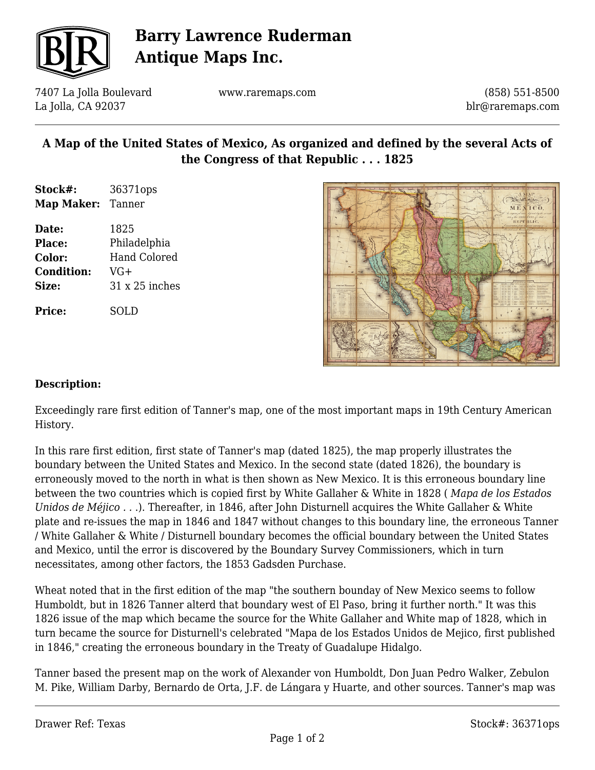# Barry Lawrence Ruderman Antique Maps Inc.

7407 La Jolla Boulevard
La Jolla, CA 92037

www.raremaps.com

(858) 551-8500
blr@raremaps.com

## A Map of the United States of Mexico, As organized and defined by the several Acts of the Congress of that Republic . . . 1825

**Stock#:** 36371ops
**Map Maker:** Tanner

**Date:** 1825
**Place:** Philadelphia
**Color:** Hand Colored
**Condition:** VG+
**Size:** 31 x 25 inches

**Price:** SOLD

### Description:

Exceedingly rare first edition of Tanner's map, one of the most important maps in 19th Century American History.

In this rare first edition, first state of Tanner's map (dated 1825), the map properly illustrates the boundary between the United States and Mexico. In the second state (dated 1826), the boundary is erroneously moved to the north in what is then shown as New Mexico. It is this erroneous boundary line between the two countries which is copied first by White Gallaher & White in 1828 ( *Mapa de los Estados Unidos de Méjico . . .*). Thereafter, in 1846, after John Disturnell acquires the White Gallaher & White plate and re-issues the map in 1846 and 1847 without changes to this boundary line, the erroneous Tanner / White Gallaher & White / Disturnell boundary becomes the official boundary between the United States and Mexico, until the error is discovered by the Boundary Survey Commissioners, which in turn necessitates, among other factors, the 1853 Gadsden Purchase.

Wheat noted that in the first edition of the map "the southern bounday of New Mexico seems to follow Humboldt, but in 1826 Tanner alterd that boundary west of El Paso, bring it further north." It was this 1826 issue of the map which became the source for the White Gallaher and White map of 1828, which in turn became the source for Disturnell's celebrated "Mapa de los Estados Unidos de Mejico, first published in 1846," creating the erroneous boundary in the Treaty of Guadalupe Hidalgo.

Tanner based the present map on the work of Alexander von Humboldt, Don Juan Pedro Walker, Zebulon M. Pike, William Darby, Bernardo de Orta, J.F. de Lángara y Huarte, and other sources. Tanner's map was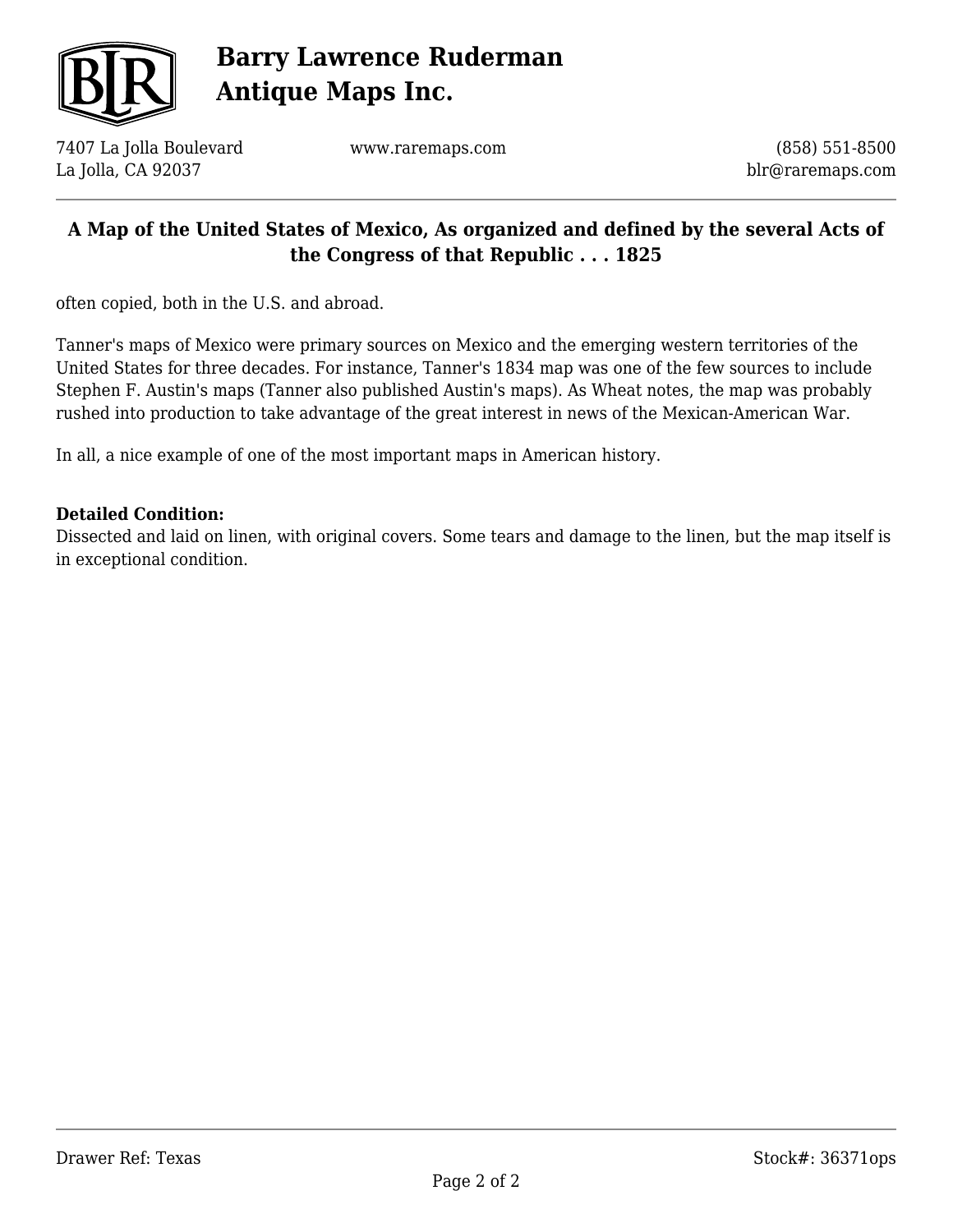often copied, both in the U.S. and abroad.

Tanner's maps of Mexico were primary sources on Mexico and the emerging western territories of the United States for three decades. For instance, Tanner's 1834 map was one of the few sources to include Stephen F. Austin's maps (Tanner also published Austin's maps). As Wheat notes, the map was probably rushed into production to take advantage of the great interest in news of the Mexican-American War.

In all, a nice example of one of the most important maps in American history.

**Detailed Condition:**
Dissected and laid on linen, with original covers. Some tears and damage to the linen, but the map itself is in exceptional condition.